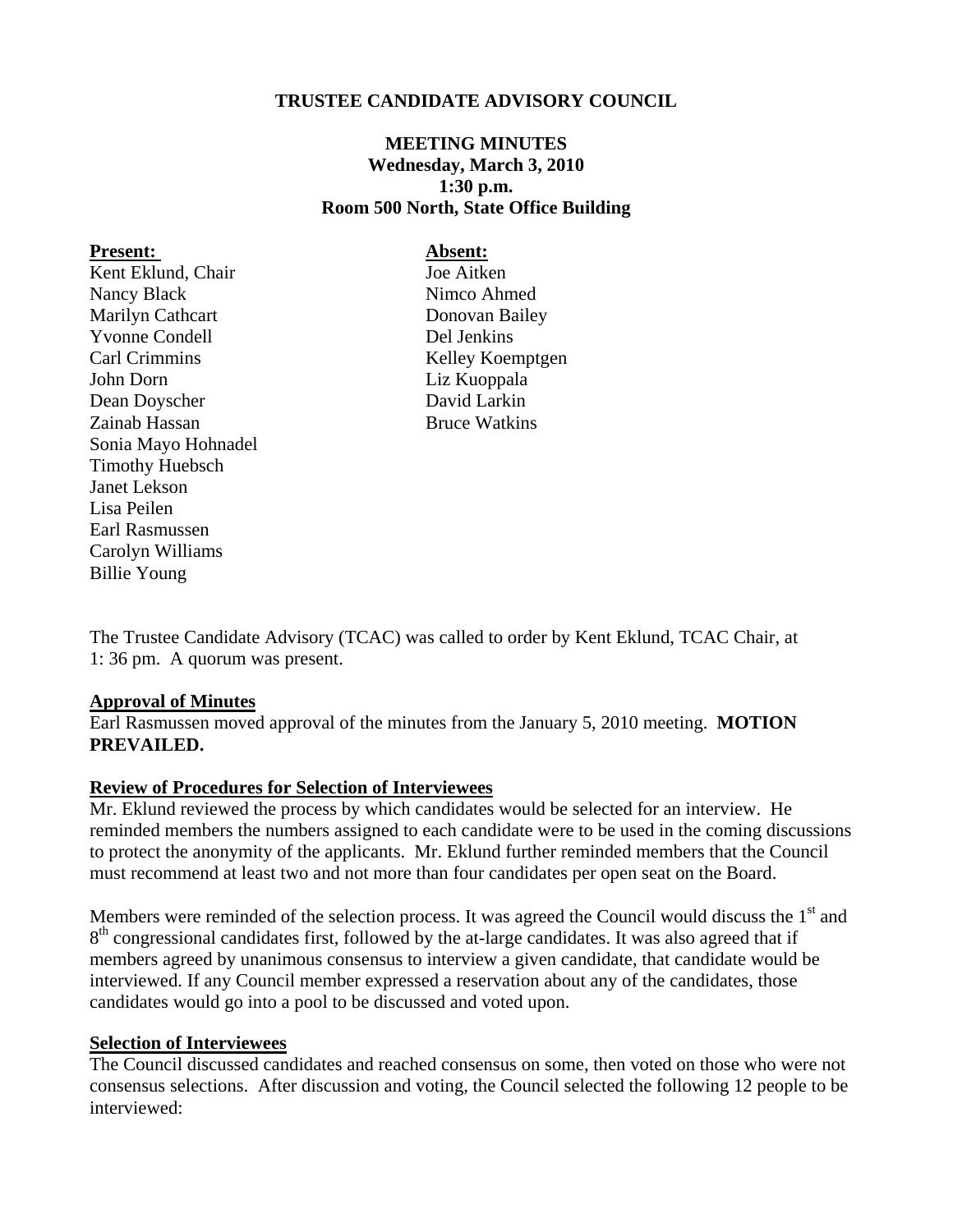**TRUSTEE CANDIDATE ADVISORY COUNCIL**

**MEETING MINUTES**
**Wednesday, March 3, 2010**
**1:30 p.m.**
**Room 500 North, State Office Building**

| **Present:** | **Absent:** |
| --- | --- |
| Kent Eklund, Chair | Joe Aitken |
| Nancy Black | Nimco Ahmed |
| Marilyn Cathcart | Donovan Bailey |
| Yvonne Condell | Del Jenkins |
| Carl Crimmins | Kelley Koemptgen |
| John Dorn | Liz Kuoppala |
| Dean Doyscher | David Larkin |
| Zainab Hassan | Bruce Watkins |
| Sonia Mayo Hohnadel | |
| Timothy Huebsch | |
| Janet Lekson | |
| Lisa Peilen | |
| Earl Rasmussen | |
| Carolyn Williams | |
| Billie Young | |

The Trustee Candidate Advisory (TCAC) was called to order by Kent Eklund, TCAC Chair, at 1: 36 pm. A quorum was present.

**Approval of Minutes**

Earl Rasmussen moved approval of the minutes from the January 5, 2010 meeting. **MOTION PREVAILED.**

**Review of Procedures for Selection of Interviewees**

Mr. Eklund reviewed the process by which candidates would be selected for an interview. He reminded members the numbers assigned to each candidate were to be used in the coming discussions to protect the anonymity of the applicants. Mr. Eklund further reminded members that the Council must recommend at least two and not more than four candidates per open seat on the Board.

Members were reminded of the selection process. It was agreed the Council would discuss the 1st and 8th congressional candidates first, followed by the at-large candidates. It was also agreed that if members agreed by unanimous consensus to interview a given candidate, that candidate would be interviewed. If any Council member expressed a reservation about any of the candidates, those candidates would go into a pool to be discussed and voted upon.

**Selection of Interviewees**

The Council discussed candidates and reached consensus on some, then voted on those who were not consensus selections. After discussion and voting, the Council selected the following 12 people to be interviewed: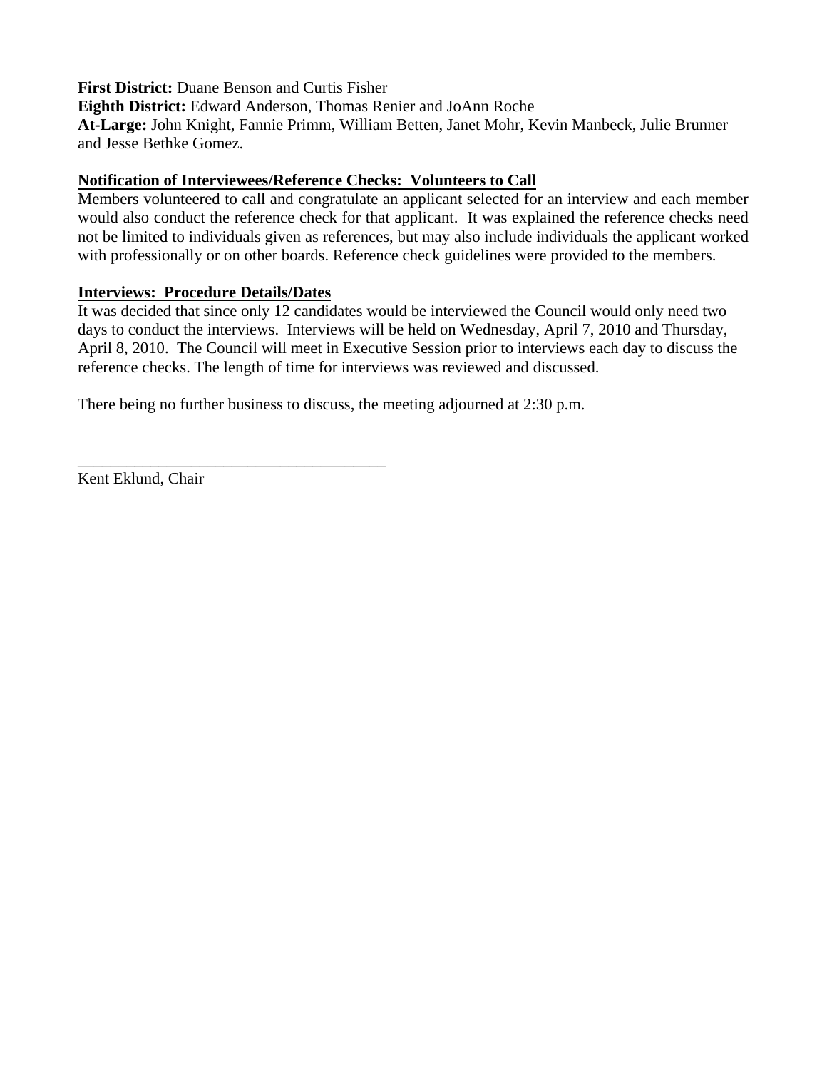**First District:** Duane Benson and Curtis Fisher
**Eighth District:** Edward Anderson, Thomas Renier and JoAnn Roche
**At-Large:** John Knight, Fannie Primm, William Betten, Janet Mohr, Kevin Manbeck, Julie Brunner and Jesse Bethke Gomez.

**Notification of Interviewees/Reference Checks: Volunteers to Call**

Members volunteered to call and congratulate an applicant selected for an interview and each member would also conduct the reference check for that applicant. It was explained the reference checks need not be limited to individuals given as references, but may also include individuals the applicant worked with professionally or on other boards. Reference check guidelines were provided to the members.

**Interviews: Procedure Details/Dates**

It was decided that since only 12 candidates would be interviewed the Council would only need two days to conduct the interviews. Interviews will be held on Wednesday, April 7, 2010 and Thursday, April 8, 2010. The Council will meet in Executive Session prior to interviews each day to discuss the reference checks. The length of time for interviews was reviewed and discussed.

There being no further business to discuss, the meeting adjourned at 2:30 p.m.

\_\_\_\_\_\_\_\_\_\_\_\_\_\_\_\_\_\_\_\_\_\_\_\_\_\_\_\_\_\_\_\_\_\_\_\_\_\_

Kent Eklund, Chair